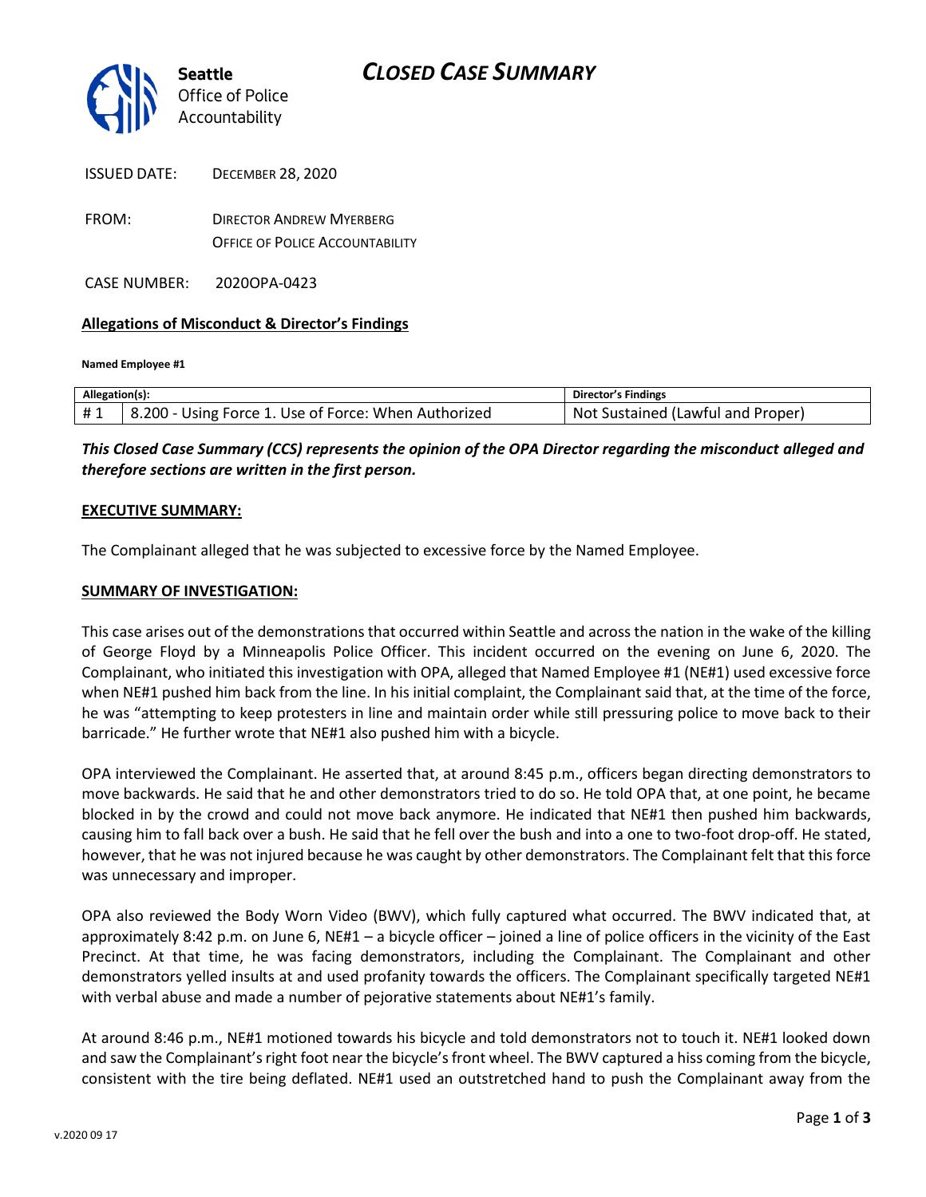**Seattle** Office of Police Accountability

# *CLOSED CASE SUMMARY*

ISSUED DATE: DECEMBER 28, 2020

FROM: DIRECTOR ANDREW MYERBERG
OFFICE OF POLICE ACCOUNTABILITY

CASE NUMBER: 2020OPA-0423

**Allegations of Misconduct & Director's Findings**

**Named Employee #1**

| Allegation(s): | | Director's Findings |
|---|---|---|
| # 1 | 8.200 - Using Force 1. Use of Force: When Authorized | Not Sustained (Lawful and Proper) |

***This Closed Case Summary (CCS) represents the opinion of the OPA Director regarding the misconduct alleged and therefore sections are written in the first person.***

**EXECUTIVE SUMMARY:**

The Complainant alleged that he was subjected to excessive force by the Named Employee.

**SUMMARY OF INVESTIGATION:**

This case arises out of the demonstrations that occurred within Seattle and across the nation in the wake of the killing of George Floyd by a Minneapolis Police Officer. This incident occurred on the evening on June 6, 2020. The Complainant, who initiated this investigation with OPA, alleged that Named Employee #1 (NE#1) used excessive force when NE#1 pushed him back from the line. In his initial complaint, the Complainant said that, at the time of the force, he was "attempting to keep protesters in line and maintain order while still pressuring police to move back to their barricade." He further wrote that NE#1 also pushed him with a bicycle.

OPA interviewed the Complainant. He asserted that, at around 8:45 p.m., officers began directing demonstrators to move backwards. He said that he and other demonstrators tried to do so. He told OPA that, at one point, he became blocked in by the crowd and could not move back anymore. He indicated that NE#1 then pushed him backwards, causing him to fall back over a bush. He said that he fell over the bush and into a one to two-foot drop-off. He stated, however, that he was not injured because he was caught by other demonstrators. The Complainant felt that this force was unnecessary and improper.

OPA also reviewed the Body Worn Video (BWV), which fully captured what occurred. The BWV indicated that, at approximately 8:42 p.m. on June 6, NE#1 – a bicycle officer – joined a line of police officers in the vicinity of the East Precinct. At that time, he was facing demonstrators, including the Complainant. The Complainant and other demonstrators yelled insults at and used profanity towards the officers. The Complainant specifically targeted NE#1 with verbal abuse and made a number of pejorative statements about NE#1's family.

At around 8:46 p.m., NE#1 motioned towards his bicycle and told demonstrators not to touch it. NE#1 looked down and saw the Complainant's right foot near the bicycle's front wheel. The BWV captured a hiss coming from the bicycle, consistent with the tire being deflated. NE#1 used an outstretched hand to push the Complainant away from the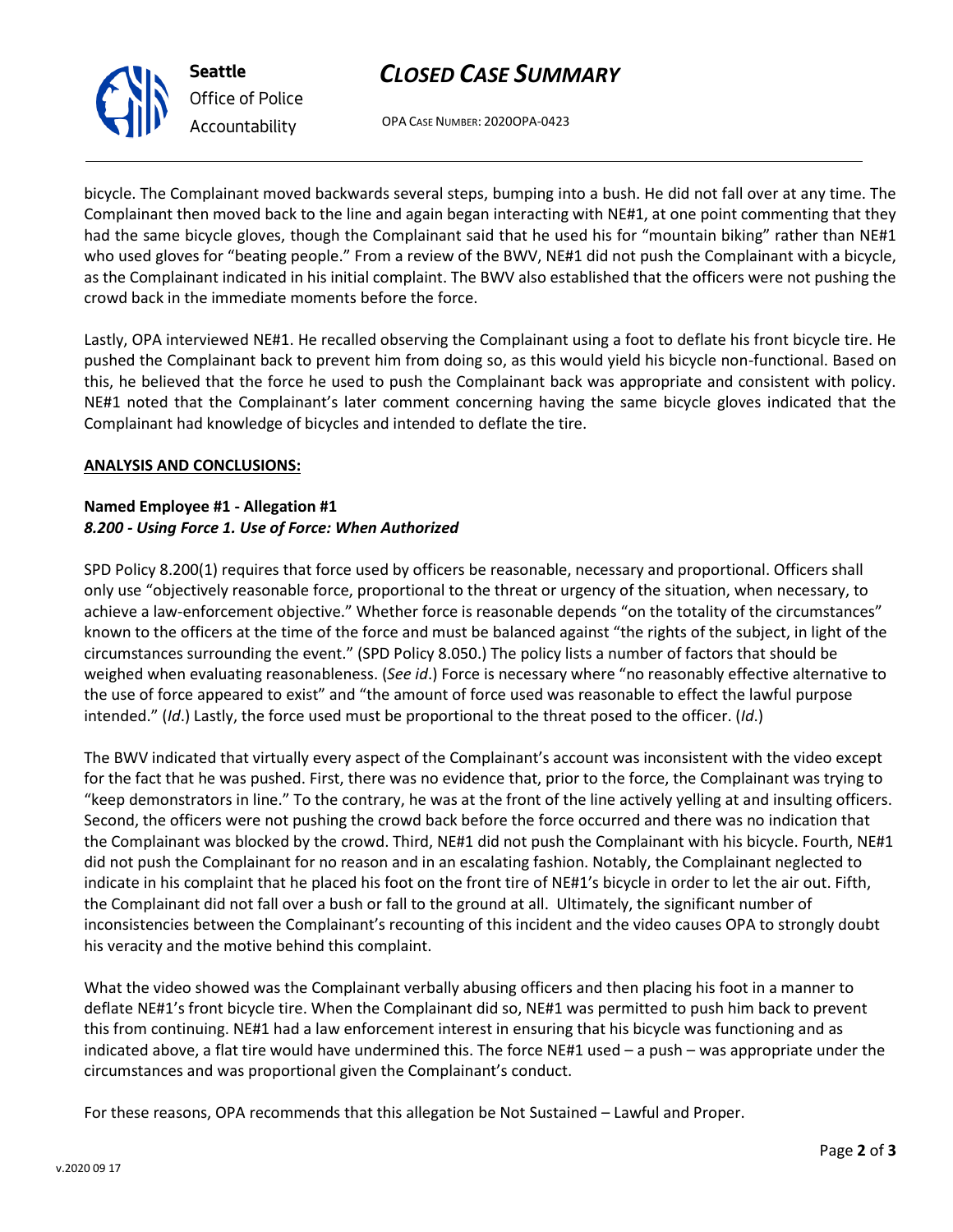bicycle. The Complainant moved backwards several steps, bumping into a bush. He did not fall over at any time. The Complainant then moved back to the line and again began interacting with NE#1, at one point commenting that they had the same bicycle gloves, though the Complainant said that he used his for "mountain biking" rather than NE#1 who used gloves for "beating people." From a review of the BWV, NE#1 did not push the Complainant with a bicycle, as the Complainant indicated in his initial complaint. The BWV also established that the officers were not pushing the crowd back in the immediate moments before the force.

Lastly, OPA interviewed NE#1. He recalled observing the Complainant using a foot to deflate his front bicycle tire. He pushed the Complainant back to prevent him from doing so, as this would yield his bicycle non-functional. Based on this, he believed that the force he used to push the Complainant back was appropriate and consistent with policy. NE#1 noted that the Complainant's later comment concerning having the same bicycle gloves indicated that the Complainant had knowledge of bicycles and intended to deflate the tire.

**ANALYSIS AND CONCLUSIONS:**

**Named Employee #1 - Allegation #1**
***8.200 - Using Force 1. Use of Force: When Authorized***

SPD Policy 8.200(1) requires that force used by officers be reasonable, necessary and proportional. Officers shall only use "objectively reasonable force, proportional to the threat or urgency of the situation, when necessary, to achieve a law-enforcement objective." Whether force is reasonable depends "on the totality of the circumstances" known to the officers at the time of the force and must be balanced against "the rights of the subject, in light of the circumstances surrounding the event." (SPD Policy 8.050.) The policy lists a number of factors that should be weighed when evaluating reasonableness. (*See id*.) Force is necessary where "no reasonably effective alternative to the use of force appeared to exist" and "the amount of force used was reasonable to effect the lawful purpose intended." (*Id*.) Lastly, the force used must be proportional to the threat posed to the officer. (*Id*.)

The BWV indicated that virtually every aspect of the Complainant's account was inconsistent with the video except for the fact that he was pushed. First, there was no evidence that, prior to the force, the Complainant was trying to "keep demonstrators in line." To the contrary, he was at the front of the line actively yelling at and insulting officers. Second, the officers were not pushing the crowd back before the force occurred and there was no indication that the Complainant was blocked by the crowd. Third, NE#1 did not push the Complainant with his bicycle. Fourth, NE#1 did not push the Complainant for no reason and in an escalating fashion. Notably, the Complainant neglected to indicate in his complaint that he placed his foot on the front tire of NE#1's bicycle in order to let the air out. Fifth, the Complainant did not fall over a bush or fall to the ground at all. Ultimately, the significant number of inconsistencies between the Complainant's recounting of this incident and the video causes OPA to strongly doubt his veracity and the motive behind this complaint.

What the video showed was the Complainant verbally abusing officers and then placing his foot in a manner to deflate NE#1's front bicycle tire. When the Complainant did so, NE#1 was permitted to push him back to prevent this from continuing. NE#1 had a law enforcement interest in ensuring that his bicycle was functioning and as indicated above, a flat tire would have undermined this. The force NE#1 used – a push – was appropriate under the circumstances and was proportional given the Complainant's conduct.

For these reasons, OPA recommends that this allegation be Not Sustained – Lawful and Proper.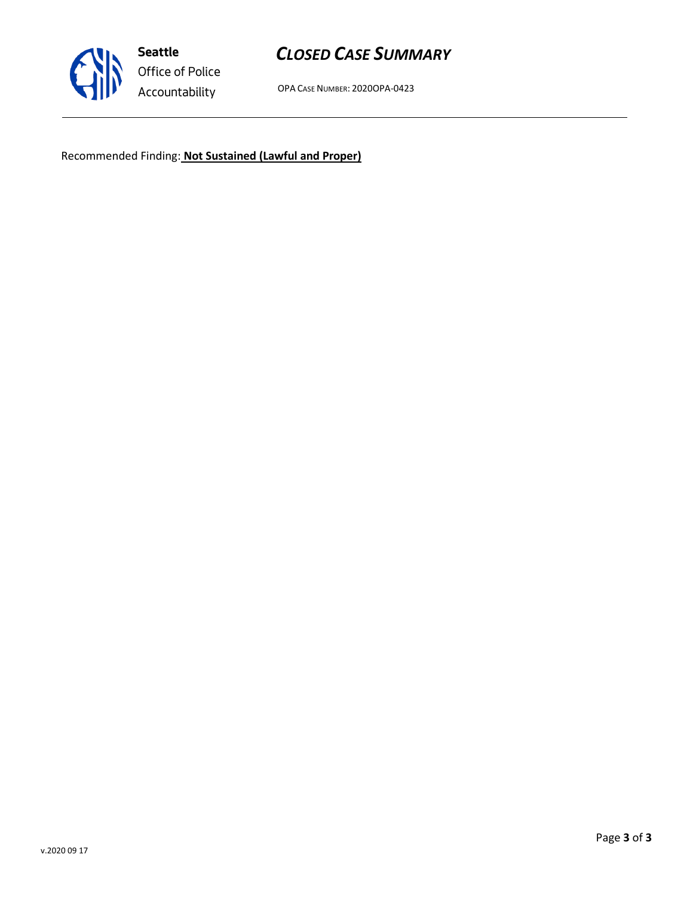Recommended Finding: **Not Sustained (Lawful and Proper)**